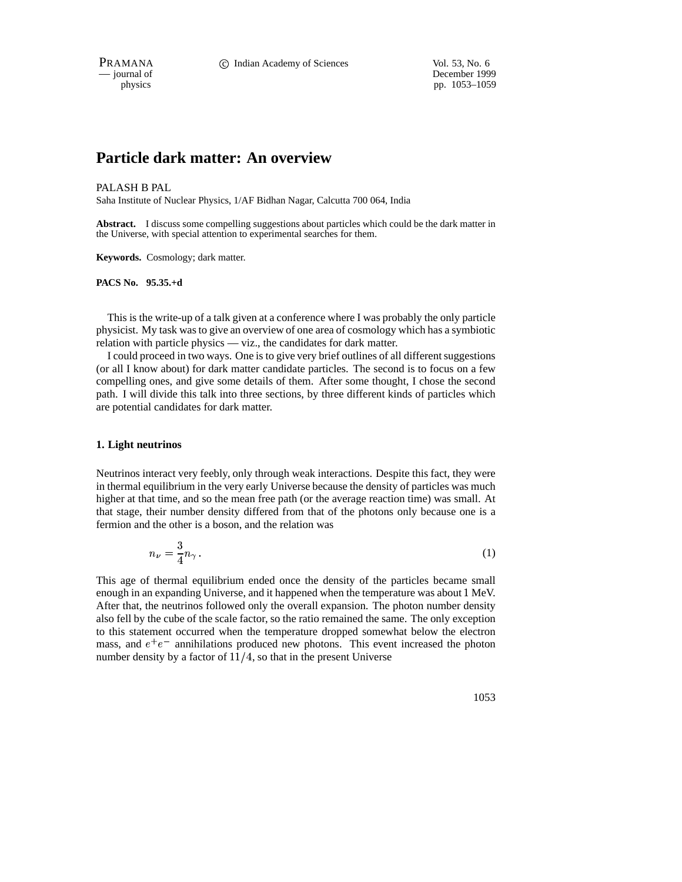# Particle dark matter: An overview

PALASH B PAL

Saha Institute of Nuclear Physics, 1/AF Bidhan Nagar, Calcutta 700 064, India

**Abstract.** I discuss some compelling suggestions about particles which could be the dark matter in the Universe, with special attention to experimental searches for them.

**Keywords.** Cosmology; dark matter.

**PACS No. 95.35.+d**

This is the write-up of a talk given at a conference where I was probably the only particle physicist. My task was to give an overview of one area of cosmology which has a symbiotic relation with particle physics — viz., the candidates for dark matter.

I could proceed in two ways. One is to give very brief outlines of all different suggestions (or all I know about) for dark matter candidate particles. The second is to focus on a few compelling ones, and give some details of them. After some thought, I chose the second path. I will divide this talk into three sections, by three different kinds of particles which are potential candidates for dark matter.

## 1. Light neutrinos

Neutrinos interact very feebly, only through weak interactions. Despite this fact, they were in thermal equilibrium in the very early Universe because the density of particles was much higher at that time, and so the mean free path (or the average reaction time) was small. At that stage, their number density differed from that of the photons only because one is a fermion and the other is a boson, and the relation was

$$n_\nu = \frac{3}{4} n_\gamma \,. \tag{1}$$

This age of thermal equilibrium ended once the density of the particles became small enough in an expanding Universe, and it happened when the temperature was about 1 MeV. After that, the neutrinos followed only the overall expansion. The photon number density also fell by the cube of the scale factor, so the ratio remained the same. The only exception to this statement occurred when the temperature dropped somewhat below the electron mass, and $e^+e^-$ annihilations produced new photons. This event increased the photon number density by a factor of $11/4$, so that in the present Universe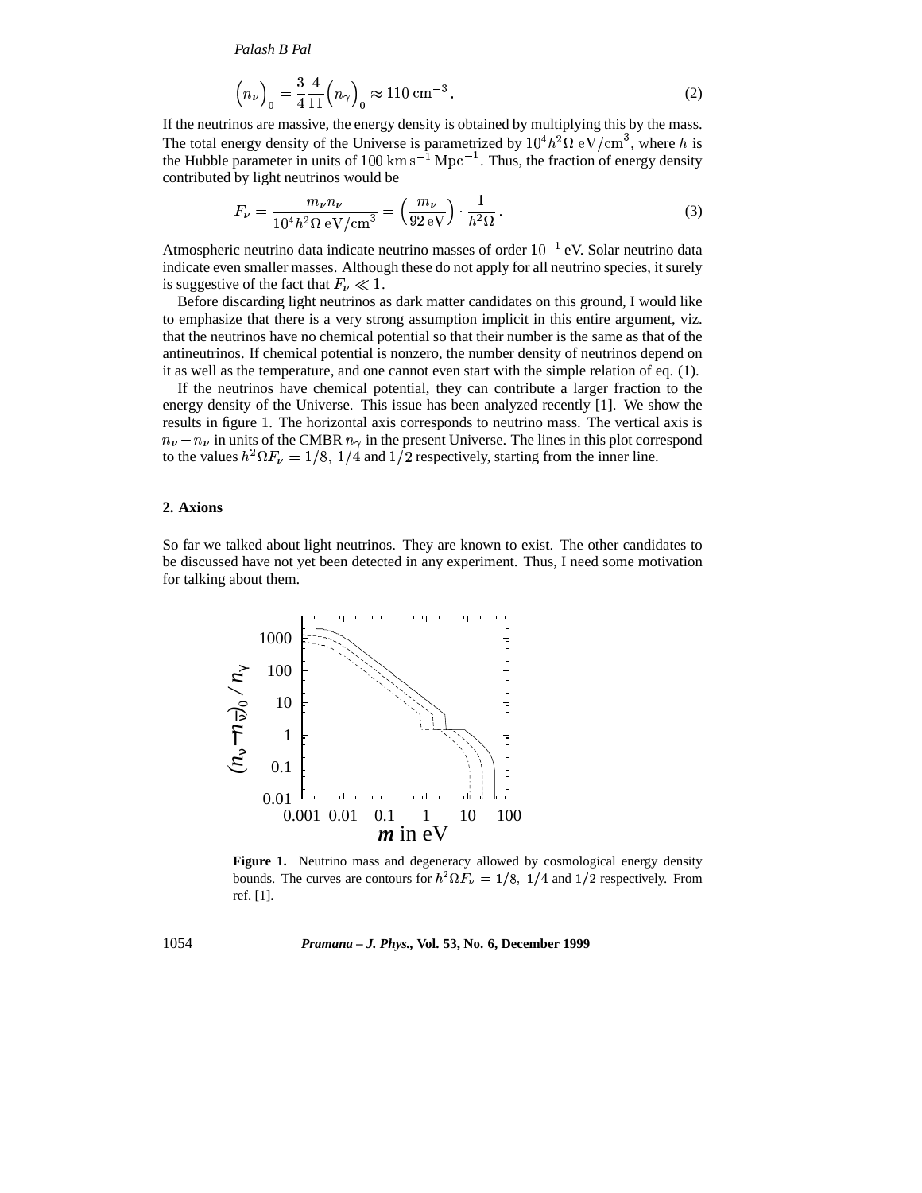$$\left(n_\nu\right)_0 = \frac{3}{4}\frac{4}{11}\left(n_\gamma\right)_0 \approx 110 \text{ cm}^{-3}. \tag{2}$$

If the neutrinos are massive, the energy density is obtained by multiplying this by the mass. The total energy density of the Universe is parametrized by $10^4 h^2 \Omega \text{ eV/cm}^3$, where $h$ is the Hubble parameter in units of $100 \text{ km s}^{-1} \text{ Mpc}^{-1}$. Thus, the fraction of energy density contributed by light neutrinos would be

$$F_\nu = \frac{m_\nu n_\nu}{10^4 h^2 \Omega \text{ eV/cm}^3} = \left(\frac{m_\nu}{92 \text{ eV}}\right) \cdot \frac{1}{h^2 \Omega}. \tag{3}$$

Atmospheric neutrino data indicate neutrino masses of order $10^{-1}$ eV. Solar neutrino data indicate even smaller masses. Although these do not apply for all neutrino species, it surely is suggestive of the fact that $F_\nu \ll 1$.

Before discarding light neutrinos as dark matter candidates on this ground, I would like to emphasize that there is a very strong assumption implicit in this entire argument, viz. that the neutrinos have no chemical potential so that their number is the same as that of the antineutrinos. If chemical potential is nonzero, the number density of neutrinos depend on it as well as the temperature, and one cannot even start with the simple relation of eq. (1).

If the neutrinos have chemical potential, they can contribute a larger fraction to the energy density of the Universe. This issue has been analyzed recently [1]. We show the results in figure 1. The horizontal axis corresponds to neutrino mass. The vertical axis is $n_\nu - n_{\bar\nu}$ in units of the CMBR $n_\gamma$ in the present Universe. The lines in this plot correspond to the values $h^2 \Omega F_\nu = 1/8,\ 1/4$ and $1/2$ respectively, starting from the inner line.

## 2. Axions

So far we talked about light neutrinos. They are known to exist. The other candidates to be discussed have not yet been detected in any experiment. Thus, I need some motivation for talking about them.

**Figure 1.** Neutrino mass and degeneracy allowed by cosmological energy density bounds. The curves are contours for $h^2 \Omega F_\nu = 1/8,\ 1/4$ and $1/2$ respectively. From ref. [1].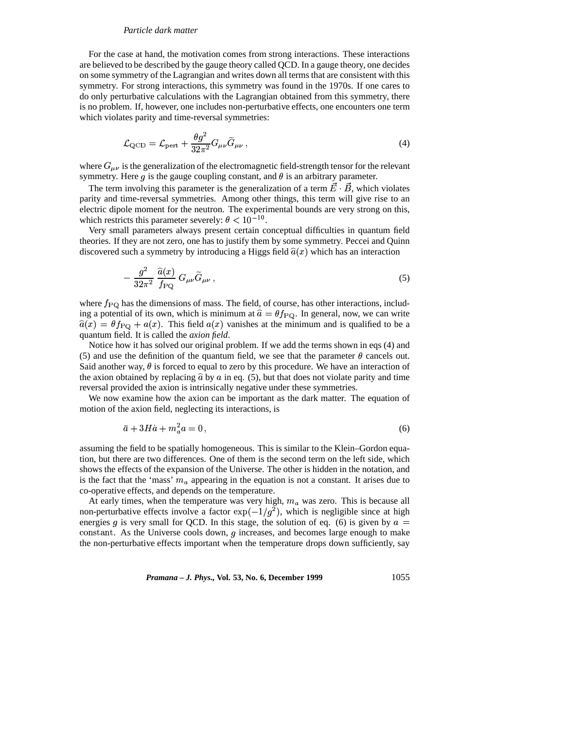For the case at hand, the motivation comes from strong interactions. These interactions are believed to be described by the gauge theory called QCD. In a gauge theory, one decides on some symmetry of the Lagrangian and writes down all terms that are consistent with this symmetry. For strong interactions, this symmetry was found in the 1970s. If one cares to do only perturbative calculations with the Lagrangian obtained from this symmetry, there is no problem. If, however, one includes non-perturbative effects, one encounters one term which violates parity and time-reversal symmetries:

$$\mathcal{L}_{\rm QCD} = \mathcal{L}_{\rm pert} + \frac{\theta g^2}{32\pi^2} G_{\mu\nu} \widetilde{G}_{\mu\nu} \,, \tag{4}$$

where $G_{\mu\nu}$ is the generalization of the electromagnetic field-strength tensor for the relevant symmetry. Here $g$ is the gauge coupling constant, and $\theta$ is an arbitrary parameter.

The term involving this parameter is the generalization of a term $\vec{E} \cdot \vec{B}$, which violates parity and time-reversal symmetries. Among other things, this term will give rise to an electric dipole moment for the neutron. The experimental bounds are very strong on this, which restricts this parameter severely: $\theta < 10^{-10}$.

Very small parameters always present certain conceptual difficulties in quantum field theories. If they are not zero, one has to justify them by some symmetry. Peccei and Quinn discovered such a symmetry by introducing a Higgs field $\widehat{a}(x)$ which has an interaction

$$- \frac{g^2}{32\pi^2} \frac{\widehat{a}(x)}{f_{\rm PQ}} G_{\mu\nu} \widetilde{G}_{\mu\nu} \,, \tag{5}$$

where $f_{\rm PQ}$ has the dimensions of mass. The field, of course, has other interactions, including a potential of its own, which is minimum at $\widehat{a} = \theta f_{\rm PQ}$. In general, now, we can write $\widehat{a}(x) = \theta f_{\rm PQ} + a(x)$. This field $a(x)$ vanishes at the minimum and is qualified to be a quantum field. It is called the *axion field*.

Notice how it has solved our original problem. If we add the terms shown in eqs (4) and (5) and use the definition of the quantum field, we see that the parameter $\theta$ cancels out. Said another way, $\theta$ is forced to equal to zero by this procedure. We have an interaction of the axion obtained by replacing $\widehat{a}$ by $a$ in eq. (5), but that does not violate parity and time reversal provided the axion is intrinsically negative under these symmetries.

We now examine how the axion can be important as the dark matter. The equation of motion of the axion field, neglecting its interactions, is

$$\ddot{a} + 3H\dot{a} + m_a^2 a = 0 \,, \tag{6}$$

assuming the field to be spatially homogeneous. This is similar to the Klein–Gordon equation, but there are two differences. One of them is the second term on the left side, which shows the effects of the expansion of the Universe. The other is hidden in the notation, and is the fact that the 'mass' $m_a$ appearing in the equation is not a constant. It arises due to co-operative effects, and depends on the temperature.

At early times, when the temperature was very high, $m_a$ was zero. This is because all non-perturbative effects involve a factor $\exp(-1/g^2)$, which is negligible since at high energies $g$ is very small for QCD. In this stage, the solution of eq. (6) is given by $a = \text{constant}$. As the Universe cools down, $g$ increases, and becomes large enough to make the non-perturbative effects important when the temperature drops down sufficiently, say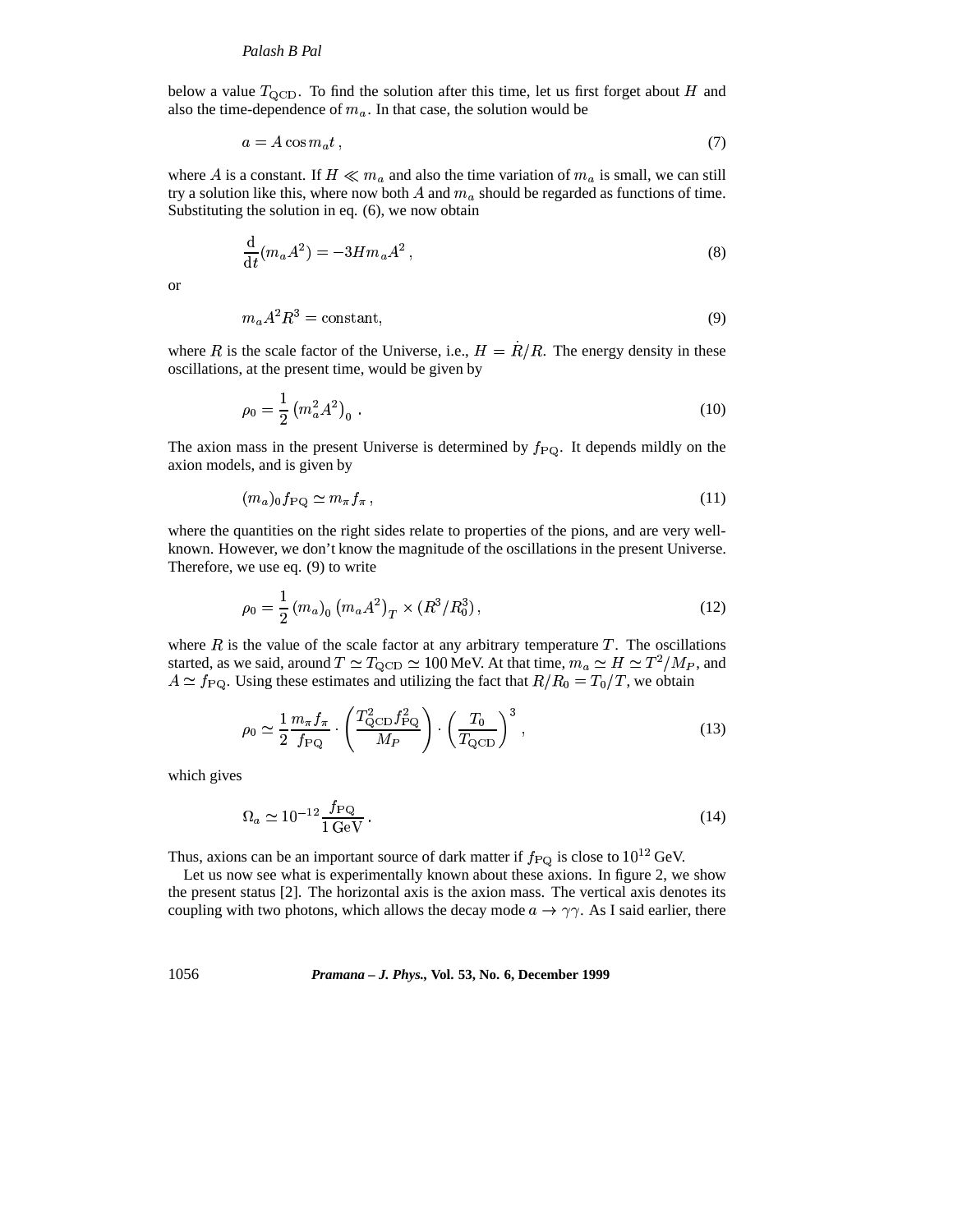below a value $T_{\rm QCD}$. To find the solution after this time, let us first forget about $H$ and also the time-dependence of $m_a$. In that case, the solution would be

$$a = A \cos m_a t \,, \tag{7}$$

where $A$ is a constant. If $H \ll m_a$ and also the time variation of $m_a$ is small, we can still try a solution like this, where now both $A$ and $m_a$ should be regarded as functions of time. Substituting the solution in eq. (6), we now obtain

$$\frac{\mathrm{d}}{\mathrm{d}t}(m_a A^2) = -3H m_a A^2 \,, \tag{8}$$

or

$$m_a A^2 R^3 = \text{constant}, \tag{9}$$

where $R$ is the scale factor of the Universe, i.e., $H = \dot{R}/R$. The energy density in these oscillations, at the present time, would be given by

$$\rho_0 = \frac{1}{2} \left(m_a^2 A^2\right)_0 \,. \tag{10}$$

The axion mass in the present Universe is determined by $f_{\rm PQ}$. It depends mildly on the axion models, and is given by

$$(m_a)_0 f_{\rm PQ} \simeq m_\pi f_\pi \,, \tag{11}$$

where the quantities on the right sides relate to properties of the pions, and are very well-known. However, we don't know the magnitude of the oscillations in the present Universe. Therefore, we use eq. (9) to write

$$\rho_0 = \frac{1}{2} \left(m_a\right)_0 \left(m_a A^2\right)_T \times (R^3/R_0^3) \,, \tag{12}$$

where $R$ is the value of the scale factor at any arbitrary temperature $T$. The oscillations started, as we said, around $T \simeq T_{\rm QCD} \simeq 100\,\text{MeV}$. At that time, $m_a \simeq H \simeq T^2/M_P$, and $A \simeq f_{\rm PQ}$. Using these estimates and utilizing the fact that $R/R_0 = T_0/T$, we obtain

$$\rho_0 \simeq \frac{1}{2} \frac{m_\pi f_\pi}{f_{\rm PQ}} \cdot \left( \frac{T_{\rm QCD}^2 f_{\rm PQ}^2}{M_P} \right) \cdot \left( \frac{T_0}{T_{\rm QCD}} \right)^3 \,, \tag{13}$$

which gives

$$\Omega_a \simeq 10^{-12} \frac{f_{\rm PQ}}{1\,\text{GeV}} \,. \tag{14}$$

Thus, axions can be an important source of dark matter if $f_{\rm PQ}$ is close to $10^{12}$ GeV.

Let us now see what is experimentally known about these axions. In figure 2, we show the present status [2]. The horizontal axis is the axion mass. The vertical axis denotes its coupling with two photons, which allows the decay mode $a \to \gamma\gamma$. As I said earlier, there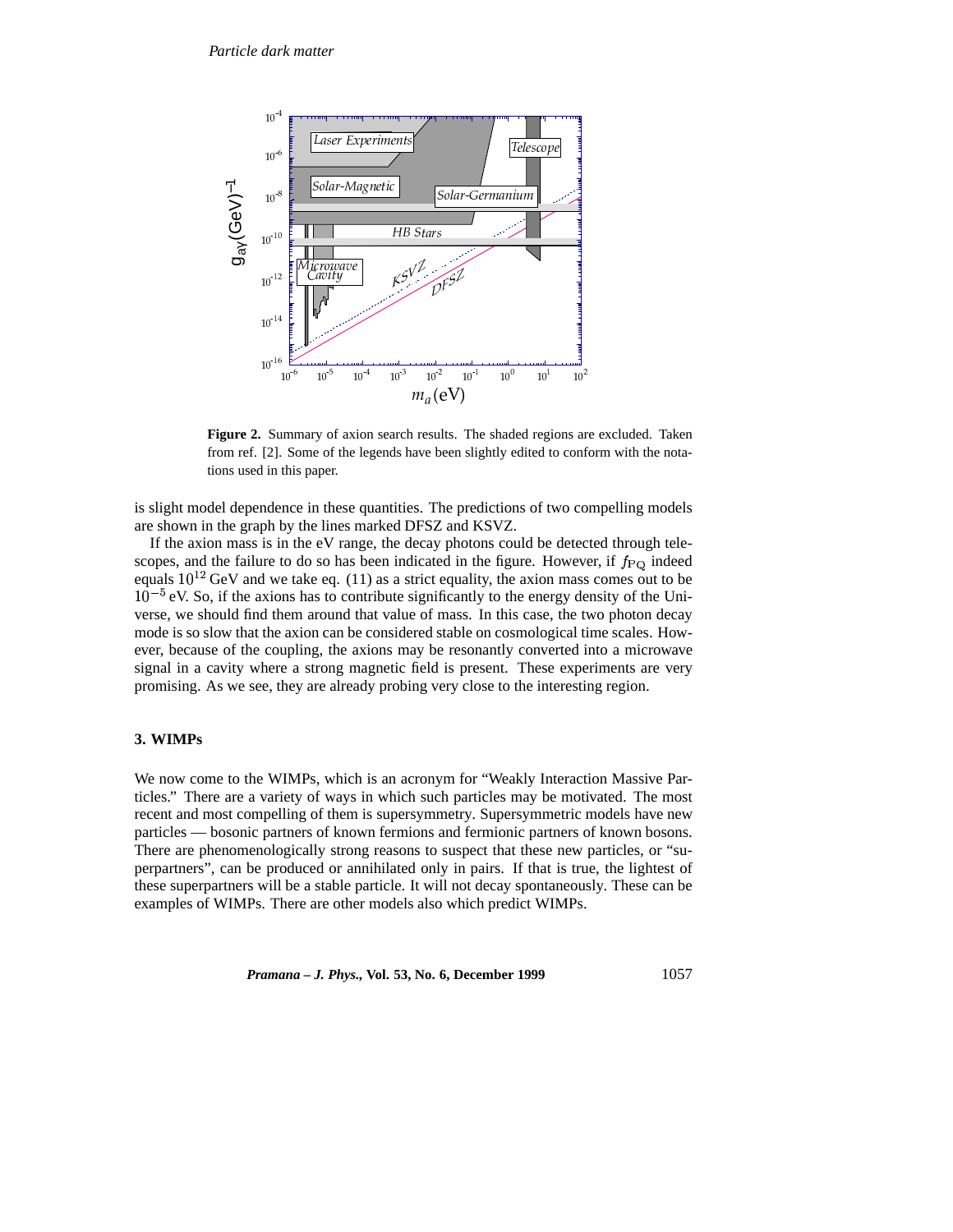**Figure 2.** Summary of axion search results. The shaded regions are excluded. Taken from ref. [2]. Some of the legends have been slightly edited to conform with the notations used in this paper.

is slight model dependence in these quantities. The predictions of two compelling models are shown in the graph by the lines marked DFSZ and KSVZ.

If the axion mass is in the eV range, the decay photons could be detected through telescopes, and the failure to do so has been indicated in the figure. However, if $f_{\rm PQ}$ indeed equals $10^{12}$ GeV and we take eq. (11) as a strict equality, the axion mass comes out to be $10^{-5}$ eV. So, if the axions has to contribute significantly to the energy density of the Universe, we should find them around that value of mass. In this case, the two photon decay mode is so slow that the axion can be considered stable on cosmological time scales. However, because of the coupling, the axions may be resonantly converted into a microwave signal in a cavity where a strong magnetic field is present. These experiments are very promising. As we see, they are already probing very close to the interesting region.

### 3. WIMPs

We now come to the WIMPs, which is an acronym for "Weakly Interaction Massive Particles." There are a variety of ways in which such particles may be motivated. The most recent and most compelling of them is supersymmetry. Supersymmetric models have new particles — bosonic partners of known fermions and fermionic partners of known bosons. There are phenomenologically strong reasons to suspect that these new particles, or "superpartners", can be produced or annihilated only in pairs. If that is true, the lightest of these superpartners will be a stable particle. It will not decay spontaneously. These can be examples of WIMPs. There are other models also which predict WIMPs.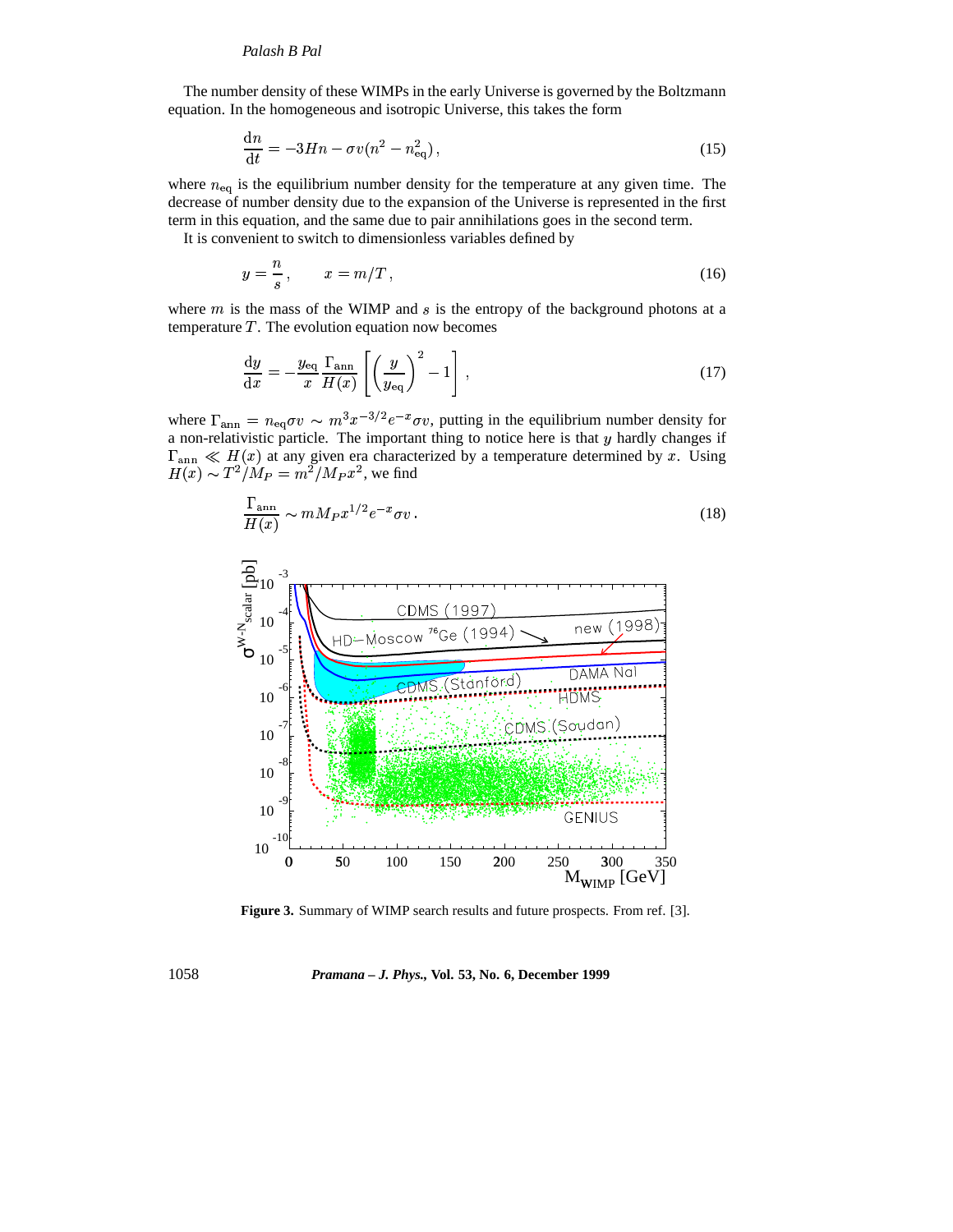The number density of these WIMPs in the early Universe is governed by the Boltzmann equation. In the homogeneous and isotropic Universe, this takes the form

$$\frac{\mathrm{d}n}{\mathrm{d}t} = -3Hn - \sigma v (n^2 - n_{\rm eq}^2) \,, \tag{15}$$

where $n_{\rm eq}$ is the equilibrium number density for the temperature at any given time. The decrease of number density due to the expansion of the Universe is represented in the first term in this equation, and the same due to pair annihilations goes in the second term.

It is convenient to switch to dimensionless variables defined by

$$y = \frac{n}{s} \,, \qquad x = m/T \,, \tag{16}$$

where $m$ is the mass of the WIMP and $s$ is the entropy of the background photons at a temperature $T$. The evolution equation now becomes

$$\frac{\mathrm{d}y}{\mathrm{d}x} = -\frac{y_{\rm eq}}{x} \frac{\Gamma_{\rm ann}}{H(x)} \left[ \left( \frac{y}{y_{\rm eq}} \right)^2 - 1 \right] , \tag{17}$$

where $\Gamma_{\rm ann} = n_{\rm eq} \sigma v \sim m^3 x^{-3/2} e^{-x} \sigma v$, putting in the equilibrium number density for a non-relativistic particle. The important thing to notice here is that $y$ hardly changes if $\Gamma_{\rm ann} \ll H(x)$ at any given era characterized by a temperature determined by $x$. Using $H(x) \sim T^2/M_P = m^2/M_P x^2$, we find

$$\frac{\Gamma_{\rm ann}}{H(x)} \sim m M_P x^{1/2} e^{-x} \sigma v \,. \tag{18}$$

**Figure 3.** Summary of WIMP search results and future prospects. From ref. [3].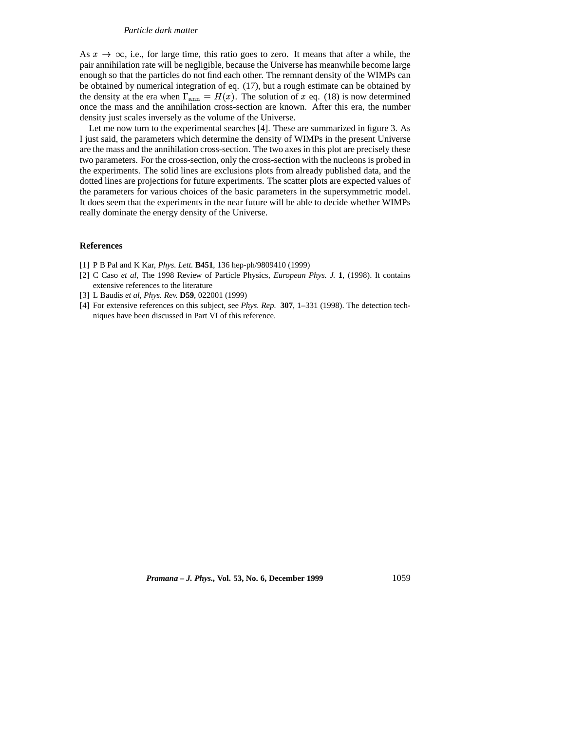As $x \to \infty$, i.e., for large time, this ratio goes to zero. It means that after a while, the pair annihilation rate will be negligible, because the Universe has meanwhile become large enough so that the particles do not find each other. The remnant density of the WIMPs can be obtained by numerical integration of eq. (17), but a rough estimate can be obtained by the density at the era when $\Gamma_{\rm ann} = H(x)$. The solution of $x$ eq. (18) is now determined once the mass and the annihilation cross-section are known. After this era, the number density just scales inversely as the volume of the Universe.

Let me now turn to the experimental searches [4]. These are summarized in figure 3. As I just said, the parameters which determine the density of WIMPs in the present Universe are the mass and the annihilation cross-section. The two axes in this plot are precisely these two parameters. For the cross-section, only the cross-section with the nucleons is probed in the experiments. The solid lines are exclusions plots from already published data, and the dotted lines are projections for future experiments. The scatter plots are expected values of the parameters for various choices of the basic parameters in the supersymmetric model. It does seem that the experiments in the near future will be able to decide whether WIMPs really dominate the energy density of the Universe.

## References

[1] P B Pal and K Kar, *Phys. Lett.* **B451**, 136 hep-ph/9809410 (1999)

[2] C Caso *et al*, The 1998 Review of Particle Physics, *European Phys. J.* **1**, (1998). It contains extensive references to the literature

[3] L Baudis *et al*, *Phys. Rev.* **D59**, 022001 (1999)

[4] For extensive references on this subject, see *Phys. Rep.* **307**, 1–331 (1998). The detection techniques have been discussed in Part VI of this reference.